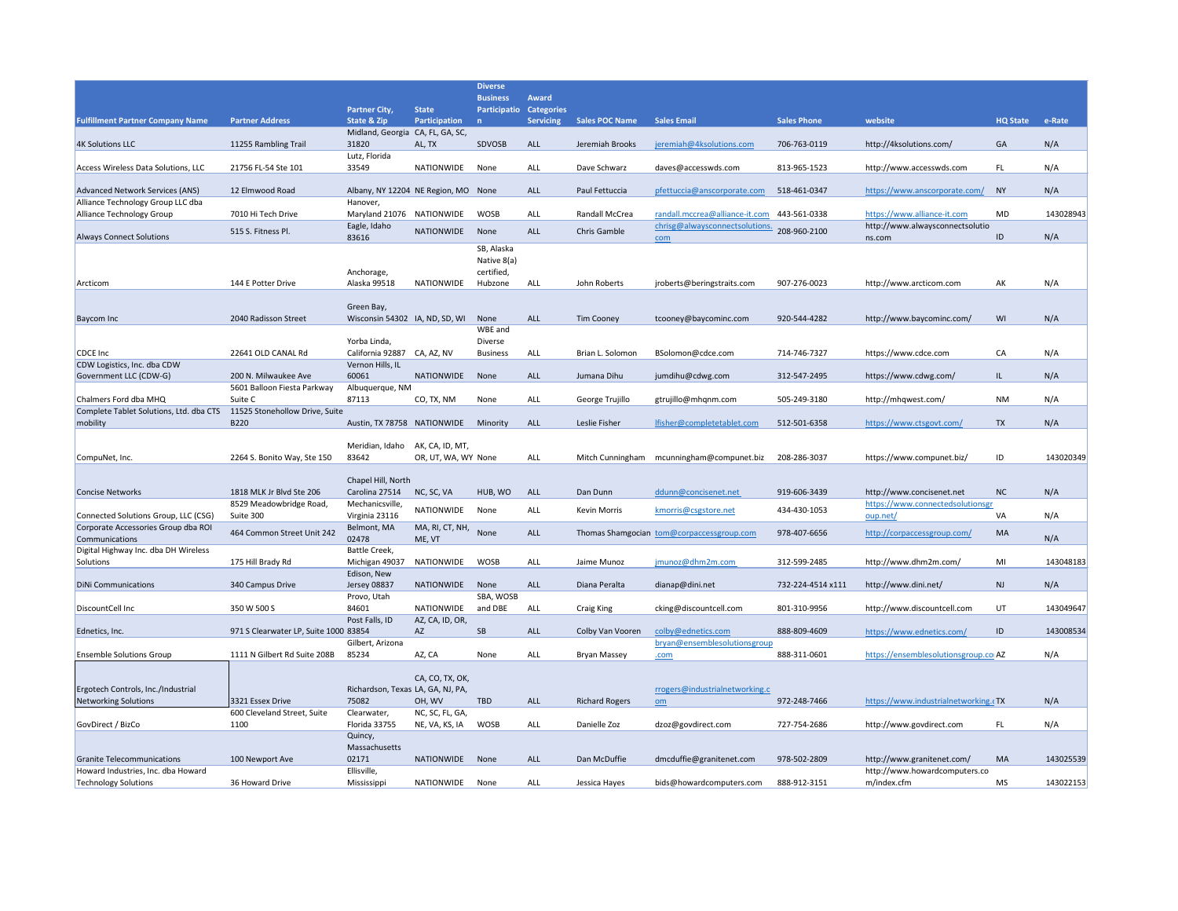| Fulfillment Partner Company Name | Partner Address | Partner City, State & Zip | State Participation | Diverse Business Participation | Award Categories Servicing | Sales POC Name | Sales Email | Sales Phone | website | HQ State | e-Rate |
|---|---|---|---|---|---|---|---|---|---|---|---|
| 4K Solutions LLC | 11255 Rambling Trail | Midland, Georgia 31820 | CA, FL, GA, SC, AL, TX | SDVOSB | ALL | Jeremiah Brooks | jeremiah@4ksolutions.com | 706-763-0119 | http://4ksolutions.com/ | GA | N/A |
| Access Wireless Data Solutions, LLC | 21756 FL-54 Ste 101 | Lutz, Florida 33549 | NATIONWIDE | None | ALL | Dave Schwarz | daves@accesswds.com | 813-965-1523 | http://www.accesswds.com | FL | N/A |
| Advanced Network Services (ANS) | 12 Elmwood Road | Albany, NY 12204 | NE Region, MO | None | ALL | Paul Fettuccia | pfettuccia@anscorporate.com | 518-461-0347 | https://www.anscorporate.com/ | NY | N/A |
| Alliance Technology Group LLC dba Alliance Technology Group | 7010 Hi Tech Drive | Hanover, Maryland 21076 | NATIONWIDE | WOSB | ALL | Randall McCrea | randall.mccrea@alliance-it.com | 443-561-0338 | https://www.alliance-it.com | MD | 143028943 |
| Always Connect Solutions | 515 S. Fitness Pl. | Eagle, Idaho 83616 | NATIONWIDE | None | ALL | Chris Gamble | chrisg@alwaysconnectsolutions.com | 208-960-2100 | http://www.alwaysconnectsolutions.com | ID | N/A |
| Arcticom | 144 E Potter Drive | Anchorage, Alaska 99518 | NATIONWIDE | SB, Alaska Native 8(a) certified, Hubzone | ALL | John Roberts | jroberts@beringstraits.com | 907-276-0023 | http://www.arcticom.com | AK | N/A |
| Baycom Inc | 2040 Radisson Street | Green Bay, Wisconsin 54302 | IA, ND, SD, WI | None | ALL | Tim Cooney | tcooney@baycominc.com | 920-544-4282 | http://www.baycominc.com/ | WI | N/A |
| CDCE Inc | 22641 OLD CANAL Rd | Yorba Linda, California 92887 | CA, AZ, NV | WBE and Diverse Business | ALL | Brian L. Solomon | BSolomon@cdce.com | 714-746-7327 | https://www.cdce.com | CA | N/A |
| CDW Logistics, Inc. dba CDW Government LLC (CDW-G) | 200 N. Milwaukee Ave | Vernon Hills, IL 60061 | NATIONWIDE | None | ALL | Jumana Dihu | jumdihu@cdwg.com | 312-547-2495 | https://www.cdwg.com/ | IL | N/A |
| Chalmers Ford dba MHQ | 5601 Balloon Fiesta Parkway Suite C | Albuquerque, NM 87113 | CO, TX, NM | None | ALL | George Trujillo | gtrujillo@mhqnm.com | 505-249-3180 | http://mhqwest.com/ | NM | N/A |
| Complete Tablet Solutions, Ltd. dba CTS mobility | 11525 Stonehollow Drive, Suite B220 | Austin, TX 78758 | NATIONWIDE | Minority | ALL | Leslie Fisher | lfisher@completetablet.com | 512-501-6358 | https://www.ctsgovt.com/ | TX | N/A |
| CompuNet, Inc. | 2264 S. Bonito Way, Ste 150 | Meridian, Idaho 83642 | AK, CA, ID, MT, OR, UT, WA, WY | None | ALL | Mitch Cunningham | mcunningham@compunet.biz | 208-286-3037 | https://www.compunet.biz/ | ID | 143020349 |
| Concise Networks | 1818 MLK Jr Blvd Ste 206 | Chapel Hill, North Carolina 27514 | NC, SC, VA | HUB, WO | ALL | Dan Dunn | ddunn@concisenet.net | 919-606-3439 | http://www.concisenet.net | NC | N/A |
| Connected Solutions Group, LLC (CSG) | 8529 Meadowbridge Road, Suite 300 | Mechanicsville, Virginia 23116 | NATIONWIDE | None | ALL | Kevin Morris | kmorris@csgstore.net | 434-430-1053 | https://www.connectedsolutionsgroup.net/ | VA | N/A |
| Corporate Accessories Group dba ROI Communications | 464 Common Street Unit 242 | Belmont, MA 02478 | MA, RI, CT, NH, ME, VT | None | ALL | Thomas Shamgocian | tom@corpaccessgroup.com | 978-407-6656 | http://corpaccessgroup.com/ | MA | N/A |
| Digital Highway Inc. dba DH Wireless Solutions | 175 Hill Brady Rd | Battle Creek, Michigan 49037 | NATIONWIDE | WOSB | ALL | Jaime Munoz | jmunoz@dhm2m.com | 312-599-2485 | http://www.dhm2m.com/ | MI | 143048183 |
| DiNi Communications | 340 Campus Drive | Edison, New Jersey 08837 | NATIONWIDE | None | ALL | Diana Peralta | dianap@dini.net | 732-224-4514 x111 | http://www.dini.net/ | NJ | N/A |
| DiscountCell Inc | 350 W 500 S | Provo, Utah 84601 | NATIONWIDE | SBA, WOSB and DBE | ALL | Craig King | cking@discountcell.com | 801-310-9956 | http://www.discountcell.com | UT | 143049647 |
| Ednetics, Inc. | 971 S Clearwater LP, Suite 1000 | Post Falls, ID 83854 | AZ, CA, ID, OR, AZ | SB | ALL | Colby Van Vooren | colby@ednetics.com | 888-809-4609 | https://www.ednetics.com/ | ID | 143008534 |
| Ensemble Solutions Group | 1111 N Gilbert Rd Suite 208B | Gilbert, Arizona 85234 | AZ, CA | None | ALL | Bryan Massey | bryan@ensemblesolutionsgroup.com | 888-311-0601 | https://ensemblesolutionsgroup.co | AZ | N/A |
| Ergotech Controls, Inc./Industrial Networking Solutions | 3321 Essex Drive | Richardson, Texas 75082 | CA, CO, TX, OK, LA, GA, NJ, PA, OH, WV | TBD | ALL | Richard Rogers | rrogers@industrialnetworking.com | 972-248-7466 | https://www.industrialnetworking.c | TX | N/A |
| GovDirect / BizCo | 600 Cleveland Street, Suite 1100 | Clearwater, Florida 33755 | NC, SC, FL, GA, NE, VA, KS, IA | WOSB | ALL | Danielle Zoz | dzoz@govdirect.com | 727-754-2686 | http://www.govdirect.com | FL | N/A |
| Granite Telecommunications | 100 Newport Ave | Quincy, Massachusetts 02171 | NATIONWIDE | None | ALL | Dan McDuffie | dmcduffie@granitenet.com | 978-502-2809 | http://www.granitenet.com/ | MA | 143025539 |
| Howard Industries, Inc. dba Howard Technology Solutions | 36 Howard Drive | Ellisville, Mississippi | NATIONWIDE | None | ALL | Jessica Hayes | bids@howardcomputers.com | 888-912-3151 | http://www.howardcomputers.com/index.cfm | MS | 143022153 |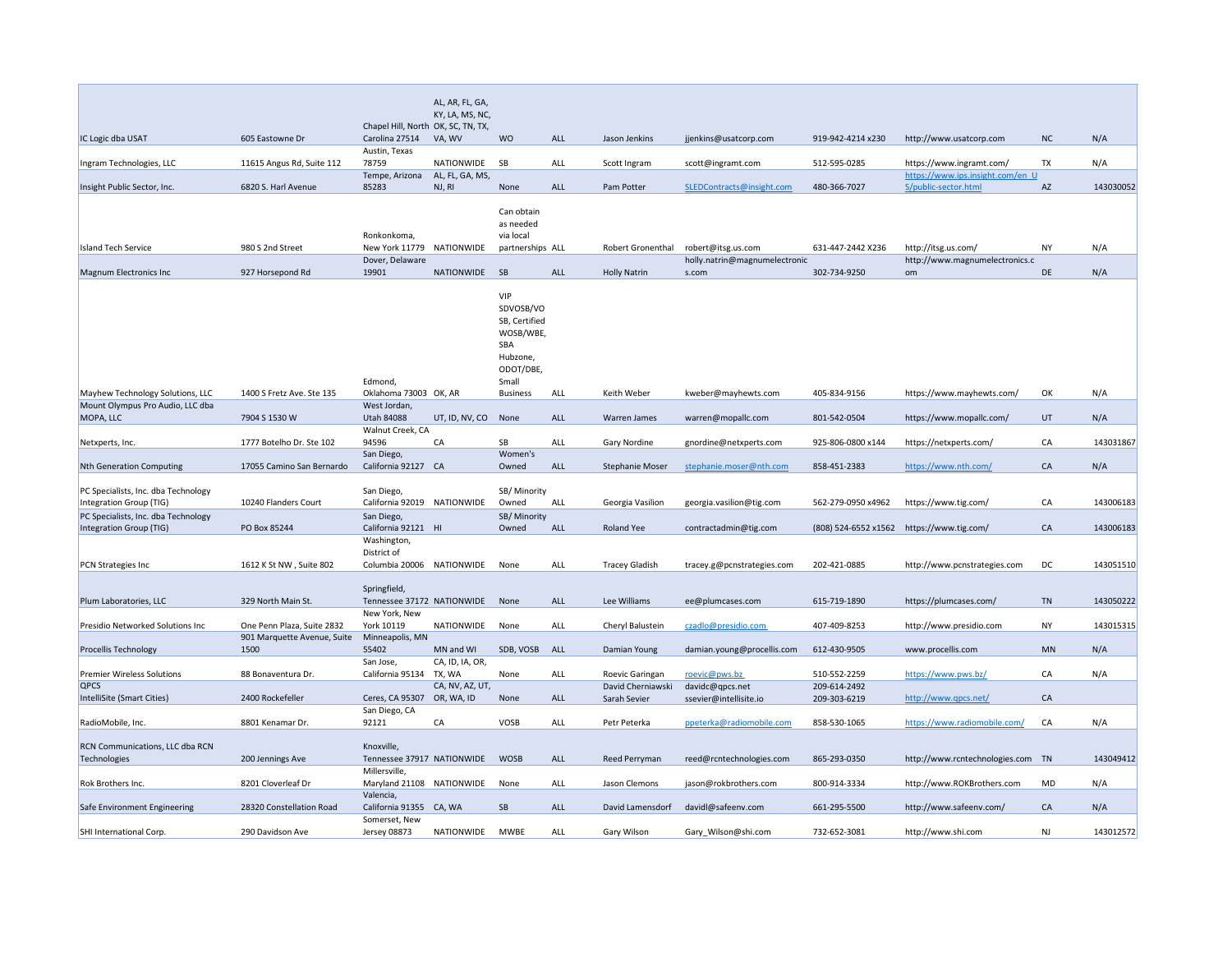| | | | | | | | | | | | |
|---|---|---|---|---|---|---|---|---|---|---|---|
| IC Logic dba USAT | 605 Eastowne Dr | Chapel Hill, North Carolina 27514 | AL, AR, FL, GA, KY, LA, MS, NC, OK, SC, TN, TX, VA, WV | WO | ALL | Jason Jenkins | jjenkins@usatcorp.com | 919-942-4214 x230 | http://www.usatcorp.com | NC | N/A |
| Ingram Technologies, LLC | 11615 Angus Rd, Suite 112 | Austin, Texas 78759 | NATIONWIDE | SB | ALL | Scott Ingram | scott@ingramt.com | 512-595-0285 | https://www.ingramt.com/ | TX | N/A |
| Insight Public Sector, Inc. | 6820 S. Harl Avenue | Tempe, Arizona 85283 | AL, FL, GA, MS, NJ, RI | None | ALL | Pam Potter | SLEDContracts@insight.com | 480-366-7027 | https://www.ips.insight.com/en_US/public-sector.html | AZ | 143030052 |
| Island Tech Service | 980 S 2nd Street | Ronkonkoma, New York 11779 | NATIONWIDE | Can obtain as needed via local partnerships | ALL | Robert Gronenthal | robert@itsg.us.com | 631-447-2442 X236 | http://itsg.us.com/ | NY | N/A |
| Magnum Electronics Inc | 927 Horsepond Rd | Dover, Delaware 19901 | NATIONWIDE | SB | ALL | Holly Natrin | holly.natrin@magnumelectronics.com | 302-734-9250 | http://www.magnumelectronics.com | DE | N/A |
| Mayhew Technology Solutions, LLC | 1400 S Fretz Ave. Ste 135 | Edmond, Oklahoma 73003 | OK, AR | VIP SDVOSB/VOSB, Certified WOSB/WBE, SBA Hubzone, ODOT/DBE, Small Business | ALL | Keith Weber | kweber@mayhewts.com | 405-834-9156 | https://www.mayhewts.com/ | OK | N/A |
| Mount Olympus Pro Audio, LLC dba MOPA, LLC | 7904 S 1530 W | West Jordan, Utah 84088 | UT, ID, NV, CO | None | ALL | Warren James | warren@mopallc.com | 801-542-0504 | https://www.mopallc.com/ | UT | N/A |
| Netxperts, Inc. | 1777 Botelho Dr. Ste 102 | Walnut Creek, CA 94596 | CA | SB | ALL | Gary Nordine | gnordine@netxperts.com | 925-806-0800 x144 | https://netxperts.com/ | CA | 143031867 |
| Nth Generation Computing | 17055 Camino San Bernardo | San Diego, California 92127 | CA | Women's Owned | ALL | Stephanie Moser | stephanie.moser@nth.com | 858-451-2383 | https://www.nth.com/ | CA | N/A |
| PC Specialists, Inc. dba Technology Integration Group (TIG) | 10240 Flanders Court | San Diego, California 92019 | NATIONWIDE | SB/ Minority Owned | ALL | Georgia Vasilion | georgia.vasilion@tig.com | 562-279-0950 x4962 | https://www.tig.com/ | CA | 143006183 |
| PC Specialists, Inc. dba Technology Integration Group (TIG) | PO Box 85244 | San Diego, California 92121 | HI | SB/ Minority Owned | ALL | Roland Yee | contractadmin@tig.com | (808) 524-6552 x1562 | https://www.tig.com/ | CA | 143006183 |
| PCN Strategies Inc | 1612 K St NW , Suite 802 | Washington, District of Columbia 20006 | NATIONWIDE | None | ALL | Tracey Gladish | tracey.g@pcnstrategies.com | 202-421-0885 | http://www.pcnstrategies.com | DC | 143051510 |
| Plum Laboratories, LLC | 329 North Main St. | Springfield, Tennessee 37172 | NATIONWIDE | None | ALL | Lee Williams | ee@plumcases.com | 615-719-1890 | https://plumcases.com/ | TN | 143050222 |
| Presidio Networked Solutions Inc | One Penn Plaza, Suite 2832 | New York, New York 10119 | NATIONWIDE | None | ALL | Cheryl Balustein | czadlo@presidio.com | 407-409-8253 | http://www.presidio.com | NY | 143015315 |
| Procellis Technology | 901 Marquette Avenue, Suite 1500 | Minneapolis, MN 55402 | MN and WI | SDB, VOSB | ALL | Damian Young | damian.young@procellis.com | 612-430-9505 | www.procellis.com | MN | N/A |
| Premier Wireless Solutions | 88 Bonaventura Dr. | San Jose, California 95134 | CA, ID, IA, OR, TX, WA | None | ALL | Roevic Garingan | roevic@pws.bz | 510-552-2259 | https://www.pws.bz/ | CA | N/A |
| QPCS<br>IntelliSite (Smart Cities) | 2400 Rockefeller | Ceres, CA 95307 | CA, NV, AZ, UT, OR, WA, ID | None | ALL | David Cherniawski<br>Sarah Sevier | davidc@qpcs.net<br>ssevier@intellisite.io | 209-614-2492<br>209-303-6219 | http://www.qpcs.net/ | CA | |
| RadioMobile, Inc. | 8801 Kenamar Dr. | San Diego, CA 92121 | CA | VOSB | ALL | Petr Peterka | ppeterka@radiomobile.com | 858-530-1065 | https://www.radiomobile.com/ | CA | N/A |
| RCN Communications, LLC dba RCN Technologies | 200 Jennings Ave | Knoxville, Tennessee 37917 | NATIONWIDE | WOSB | ALL | Reed Perryman | reed@rcntechnologies.com | 865-293-0350 | http://www.rcntechnologies.com | TN | 143049412 |
| Rok Brothers Inc. | 8201 Cloverleaf Dr | Millersville, Maryland 21108 | NATIONWIDE | None | ALL | Jason Clemons | jason@rokbrothers.com | 800-914-3334 | http://www.ROKBrothers.com | MD | N/A |
| Safe Environment Engineering | 28320 Constellation Road | Valencia, California 91355 | CA, WA | SB | ALL | David Lamensdorf | davidl@safeenv.com | 661-295-5500 | http://www.safeenv.com/ | CA | N/A |
| SHI International Corp. | 290 Davidson Ave | Somerset, New Jersey 08873 | NATIONWIDE | MWBE | ALL | Gary Wilson | Gary_Wilson@shi.com | 732-652-3081 | http://www.shi.com | NJ | 143012572 |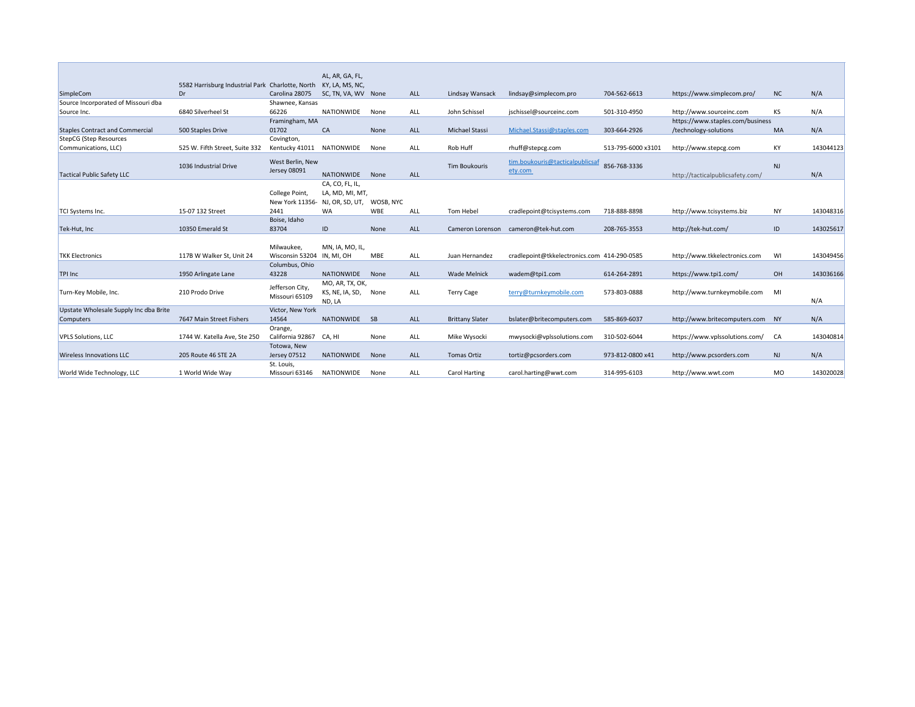| | | | | | | | | | | | |
|---|---|---|---|---|---|---|---|---|---|---|---|
| SimpleCom | 5582 Harrisburg Industrial Park Dr | Charlotte, North Carolina 28075 | AL, AR, GA, FL, KY, LA, MS, NC, SC, TN, VA, WV | None | ALL | Lindsay Wansack | lindsay@simplecom.pro | 704-562-6613 | https://www.simplecom.pro/ | NC | N/A |
| Source Incorporated of Missouri dba Source Inc. | 6840 Silverheel St | Shawnee, Kansas 66226 | NATIONWIDE | None | ALL | John Schissel | jschissel@sourceinc.com | 501-310-4950 | http://www.sourceinc.com | KS | N/A |
| Staples Contract and Commercial | 500 Staples Drive | Framingham, MA 01702 | CA | None | ALL | Michael Stassi | Michael.Stassi@staples.com | 303-664-2926 | https://www.staples.com/business/technology-solutions | MA | N/A |
| StepCG (Step Resources Communications, LLC) | 525 W. Fifth Street, Suite 332 | Covington, Kentucky 41011 | NATIONWIDE | None | ALL | Rob Huff | rhuff@stepcg.com | 513-795-6000 x3101 | http://www.stepcg.com | KY | 143044123 |
| Tactical Public Safety LLC | 1036 Industrial Drive | West Berlin, New Jersey 08091 | NATIONWIDE | None | ALL | Tim Boukouris | tim.boukouris@tacticalpublicsafety.com | 856-768-3336 | http://tacticalpublicsafety.com/ | NJ | N/A |
| TCI Systems Inc. | 15-07 132 Street | College Point, New York 11356-2441 | CA, CO, FL, IL, LA, MD, MI, MT, NJ, OR, SD, UT, WA | WOSB, NYC WBE | ALL | Tom Hebel | cradlepoint@tcisystems.com | 718-888-8898 | http://www.tcisystems.biz | NY | 143048316 |
| Tek-Hut, Inc | 10350 Emerald St | Boise, Idaho 83704 | ID | None | ALL | Cameron Lorenson | cameron@tek-hut.com | 208-765-3553 | http://tek-hut.com/ | ID | 143025617 |
| TKK Electronics | 117B W Walker St, Unit 24 | Milwaukee, Wisconsin 53204 | MN, IA, MO, IL, IN, MI, OH | MBE | ALL | Juan Hernandez | cradlepoint@tkkelectronics.com | 414-290-0585 | http://www.tkkelectronics.com | WI | 143049456 |
| TPI Inc | 1950 Arlingate Lane | Columbus, Ohio 43228 | NATIONWIDE | None | ALL | Wade Melnick | wadem@tpi1.com | 614-264-2891 | https://www.tpi1.com/ | OH | 143036166 |
| Turn-Key Mobile, Inc. | 210 Prodo Drive | Jefferson City, Missouri 65109 | MO, AR, TX, OK, KS, NE, IA, SD, ND, LA | None | ALL | Terry Cage | terry@turnkeymobile.com | 573-803-0888 | http://www.turnkeymobile.com | MI | N/A |
| Upstate Wholesale Supply Inc dba Brite Computers | 7647 Main Street Fishers | Victor, New York 14564 | NATIONWIDE | SB | ALL | Brittany Slater | bslater@britecomputers.com | 585-869-6037 | http://www.britecomputers.com | NY | N/A |
| VPLS Solutions, LLC | 1744 W. Katella Ave, Ste 250 | Orange, California 92867 | CA, HI | None | ALL | Mike Wysocki | mwysocki@vplssolutions.com | 310-502-6044 | https://www.vplssolutions.com/ | CA | 143040814 |
| Wireless Innovations LLC | 205 Route 46 STE 2A | Totowa, New Jersey 07512 | NATIONWIDE | None | ALL | Tomas Ortiz | tortiz@pcsorders.com | 973-812-0800 x41 | http://www.pcsorders.com | NJ | N/A |
| World Wide Technology, LLC | 1 World Wide Way | St. Louis, Missouri 63146 | NATIONWIDE | None | ALL | Carol Harting | carol.harting@wwt.com | 314-995-6103 | http://www.wwt.com | MO | 143020028 |